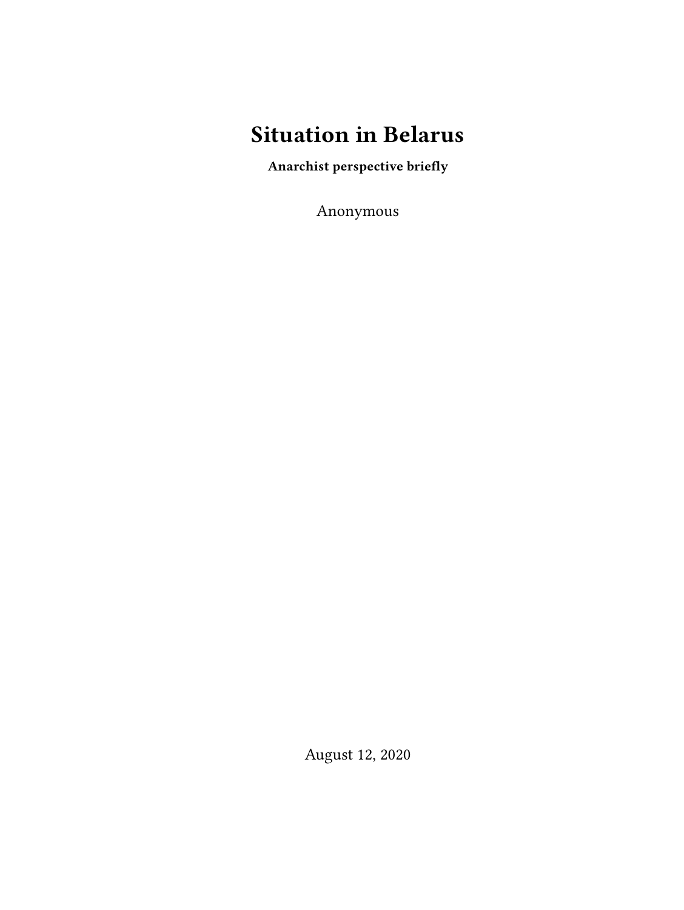# Situation in Belarus

**Anarchist perspective briefly**

Anonymous

August 12, 2020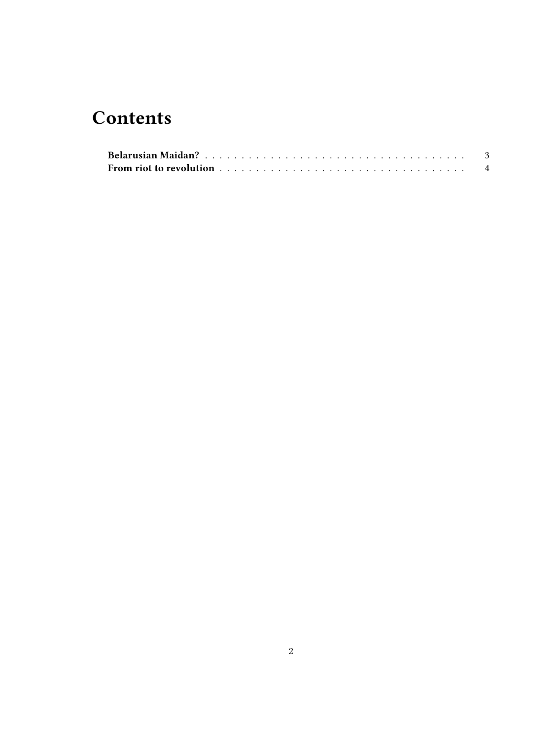# Contents

**Belarusian Maidan?** . . . . . . . . . . . . . . . . . . . . . . . . . . . . . . . . . . . . . 3
**From riot to revolution** . . . . . . . . . . . . . . . . . . . . . . . . . . . . . . . . . . . 4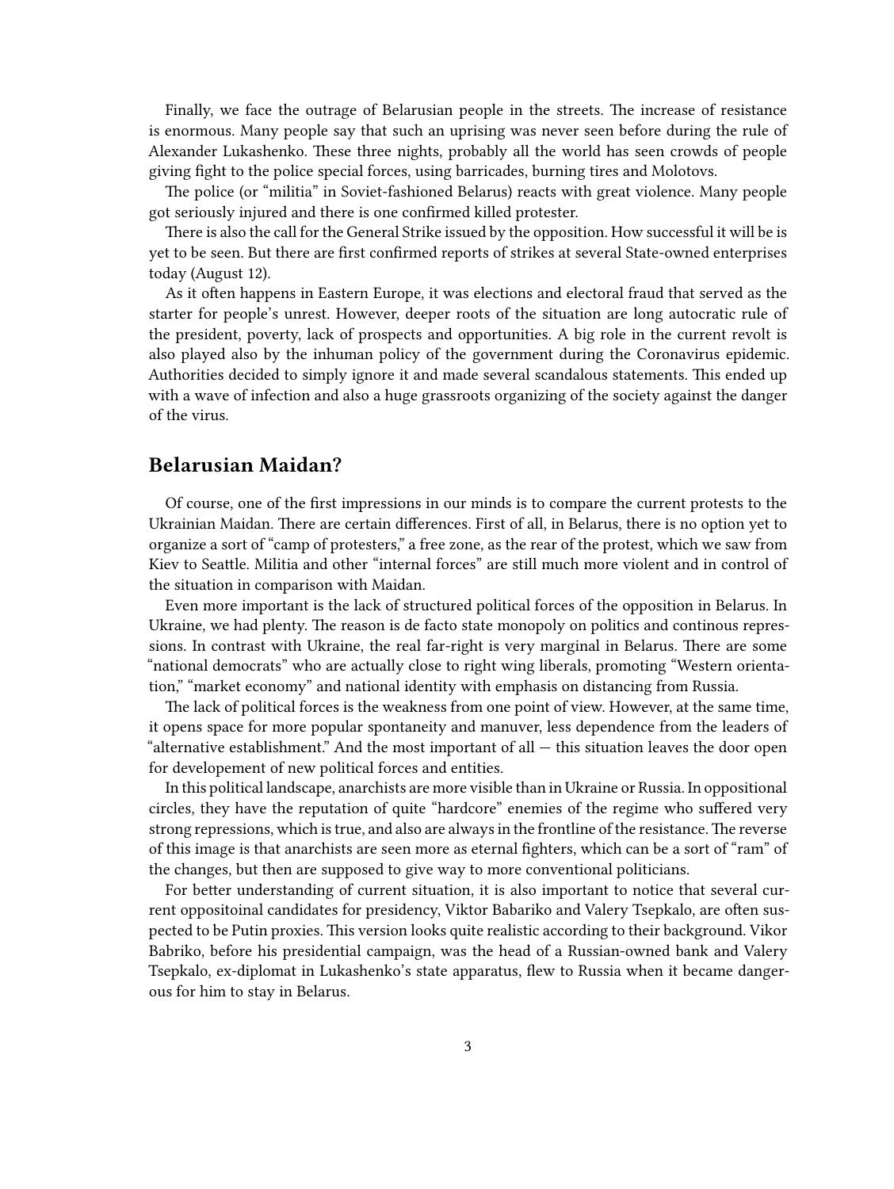Finally, we face the outrage of Belarusian people in the streets. The increase of resistance is enormous. Many people say that such an uprising was never seen before during the rule of Alexander Lukashenko. These three nights, probably all the world has seen crowds of people giving fight to the police special forces, using barricades, burning tires and Molotovs.

The police (or "militia" in Soviet-fashioned Belarus) reacts with great violence. Many people got seriously injured and there is one confirmed killed protester.

There is also the call for the General Strike issued by the opposition. How successful it will be is yet to be seen. But there are first confirmed reports of strikes at several State-owned enterprises today (August 12).

As it often happens in Eastern Europe, it was elections and electoral fraud that served as the starter for people's unrest. However, deeper roots of the situation are long autocratic rule of the president, poverty, lack of prospects and opportunities. A big role in the current revolt is also played also by the inhuman policy of the government during the Coronavirus epidemic. Authorities decided to simply ignore it and made several scandalous statements. This ended up with a wave of infection and also a huge grassroots organizing of the society against the danger of the virus.

## Belarusian Maidan?

Of course, one of the first impressions in our minds is to compare the current protests to the Ukrainian Maidan. There are certain differences. First of all, in Belarus, there is no option yet to organize a sort of "camp of protesters," a free zone, as the rear of the protest, which we saw from Kiev to Seattle. Militia and other "internal forces" are still much more violent and in control of the situation in comparison with Maidan.

Even more important is the lack of structured political forces of the opposition in Belarus. In Ukraine, we had plenty. The reason is de facto state monopoly on politics and continous repressions. In contrast with Ukraine, the real far-right is very marginal in Belarus. There are some "national democrats" who are actually close to right wing liberals, promoting "Western orientation," "market economy" and national identity with emphasis on distancing from Russia.

The lack of political forces is the weakness from one point of view. However, at the same time, it opens space for more popular spontaneity and manuver, less dependence from the leaders of "alternative establishment." And the most important of all — this situation leaves the door open for developement of new political forces and entities.

In this political landscape, anarchists are more visible than in Ukraine or Russia. In oppositional circles, they have the reputation of quite "hardcore" enemies of the regime who suffered very strong repressions, which is true, and also are always in the frontline of the resistance. The reverse of this image is that anarchists are seen more as eternal fighters, which can be a sort of "ram" of the changes, but then are supposed to give way to more conventional politicians.

For better understanding of current situation, it is also important to notice that several current oppositoinal candidates for presidency, Viktor Babariko and Valery Tsepkalo, are often suspected to be Putin proxies. This version looks quite realistic according to their background. Vikor Babriko, before his presidential campaign, was the head of a Russian-owned bank and Valery Tsepkalo, ex-diplomat in Lukashenko's state apparatus, flew to Russia when it became dangerous for him to stay in Belarus.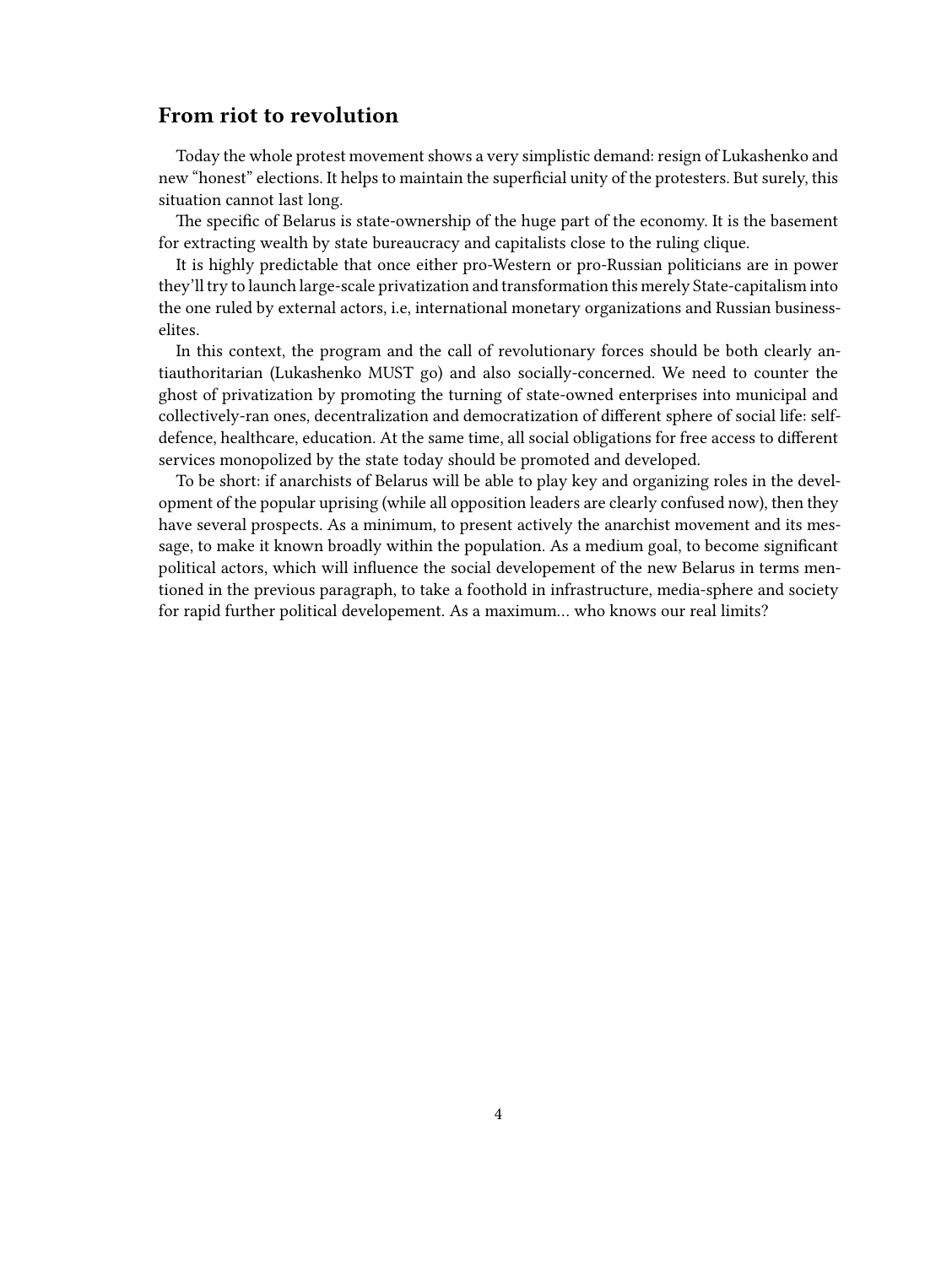## From riot to revolution

Today the whole protest movement shows a very simplistic demand: resign of Lukashenko and new "honest" elections. It helps to maintain the superficial unity of the protesters. But surely, this situation cannot last long.

The specific of Belarus is state-ownership of the huge part of the economy. It is the basement for extracting wealth by state bureaucracy and capitalists close to the ruling clique.

It is highly predictable that once either pro-Western or pro-Russian politicians are in power they'll try to launch large-scale privatization and transformation this merely State-capitalism into the one ruled by external actors, i.e, international monetary organizations and Russian business-elites.

In this context, the program and the call of revolutionary forces should be both clearly antiauthoritarian (Lukashenko MUST go) and also socially-concerned. We need to counter the ghost of privatization by promoting the turning of state-owned enterprises into municipal and collectively-ran ones, decentralization and democratization of different sphere of social life: self-defence, healthcare, education. At the same time, all social obligations for free access to different services monopolized by the state today should be promoted and developed.

To be short: if anarchists of Belarus will be able to play key and organizing roles in the development of the popular uprising (while all opposition leaders are clearly confused now), then they have several prospects. As a minimum, to present actively the anarchist movement and its message, to make it known broadly within the population. As a medium goal, to become significant political actors, which will influence the social developement of the new Belarus in terms mentioned in the previous paragraph, to take a foothold in infrastructure, media-sphere and society for rapid further political developement. As a maximum… who knows our real limits?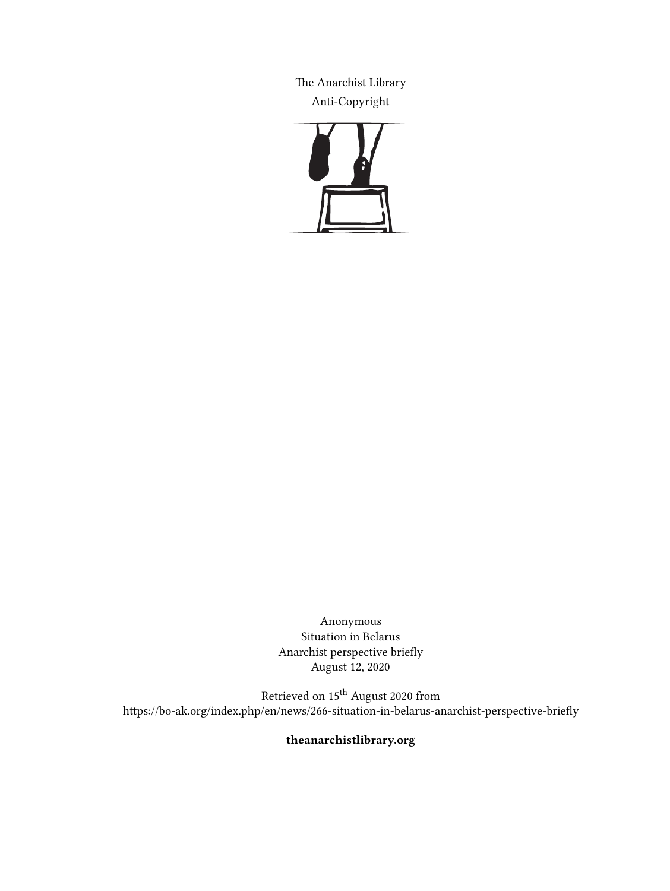The Anarchist Library
Anti-Copyright

Anonymous
Situation in Belarus
Anarchist perspective briefly
August 12, 2020

Retrieved on 15th August 2020 from
https://bo-ak.org/index.php/en/news/266-situation-in-belarus-anarchist-perspective-briefly

**theanarchistlibrary.org**